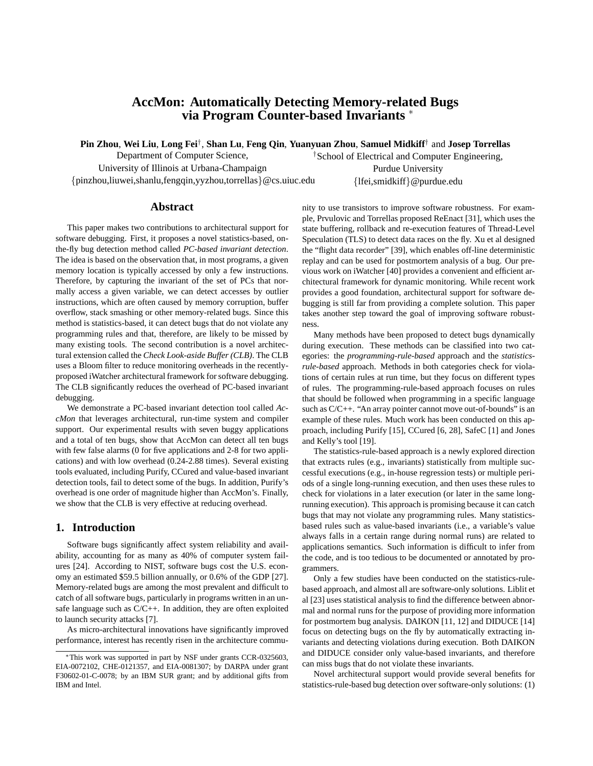# AccMon: Automatically Detecting Memory-related Bugs via Program Counter-based Invariants *

**Pin Zhou**, **Wei Liu**, **Long Fei**†, **Shan Lu**, **Feng Qin**, **Yuanyuan Zhou**, **Samuel Midkiff**† and **Josep Torrellas**

Department of Computer Science,
University of Illinois at Urbana-Champaign
{pinzhou,liuwei,shanlu,fengqin,yyzhou,torrellas}@cs.uiuc.edu

†School of Electrical and Computer Engineering,
Purdue University
{lfei,smidkiff}@purdue.edu

## Abstract

This paper makes two contributions to architectural support for software debugging. First, it proposes a novel statistics-based, on-the-fly bug detection method called *PC-based invariant detection*. The idea is based on the observation that, in most programs, a given memory location is typically accessed by only a few instructions. Therefore, by capturing the invariant of the set of PCs that normally access a given variable, we can detect accesses by outlier instructions, which are often caused by memory corruption, buffer overflow, stack smashing or other memory-related bugs. Since this method is statistics-based, it can detect bugs that do not violate any programming rules and that, therefore, are likely to be missed by many existing tools. The second contribution is a novel architectural extension called the *Check Look-aside Buffer (CLB)*. The CLB uses a Bloom filter to reduce monitoring overheads in the recently-proposed iWatcher architectural framework for software debugging. The CLB significantly reduces the overhead of PC-based invariant debugging.

We demonstrate a PC-based invariant detection tool called *AccMon* that leverages architectural, run-time system and compiler support. Our experimental results with seven buggy applications and a total of ten bugs, show that AccMon can detect all ten bugs with few false alarms (0 for five applications and 2-8 for two applications) and with low overhead (0.24-2.88 times). Several existing tools evaluated, including Purify, CCured and value-based invariant detection tools, fail to detect some of the bugs. In addition, Purify's overhead is one order of magnitude higher than AccMon's. Finally, we show that the CLB is very effective at reducing overhead.

## 1. Introduction

Software bugs significantly affect system reliability and availability, accounting for as many as 40% of computer system failures [24]. According to NIST, software bugs cost the U.S. economy an estimated $59.5 billion annually, or 0.6% of the GDP [27]. Memory-related bugs are among the most prevalent and difficult to catch of all software bugs, particularly in programs written in an unsafe language such as C/C++. In addition, they are often exploited to launch security attacks [7].

As micro-architectural innovations have significantly improved performance, interest has recently risen in the architecture community to use transistors to improve software robustness. For example, Prvulovic and Torrellas proposed ReEnact [31], which uses the state buffering, rollback and re-execution features of Thread-Level Speculation (TLS) to detect data races on the fly. Xu et al designed the "flight data recorder" [39], which enables off-line deterministic replay and can be used for postmortem analysis of a bug. Our previous work on iWatcher [40] provides a convenient and efficient architectural framework for dynamic monitoring. While recent work provides a good foundation, architectural support for software debugging is still far from providing a complete solution. This paper takes another step toward the goal of improving software robustness.

Many methods have been proposed to detect bugs dynamically during execution. These methods can be classified into two categories: the *programming-rule-based* approach and the *statistics-rule-based* approach. Methods in both categories check for violations of certain rules at run time, but they focus on different types of rules. The programming-rule-based approach focuses on rules that should be followed when programming in a specific language such as C/C++. "An array pointer cannot move out-of-bounds" is an example of these rules. Much work has been conducted on this approach, including Purify [15], CCured [6, 28], SafeC [1] and Jones and Kelly's tool [19].

The statistics-rule-based approach is a newly explored direction that extracts rules (e.g., invariants) statistically from multiple successful executions (e.g., in-house regression tests) or multiple periods of a single long-running execution, and then uses these rules to check for violations in a later execution (or later in the same long-running execution). This approach is promising because it can catch bugs that may not violate any programming rules. Many statistics-based rules such as value-based invariants (i.e., a variable's value always falls in a certain range during normal runs) are related to applications semantics. Such information is difficult to infer from the code, and is too tedious to be documented or annotated by programmers.

Only a few studies have been conducted on the statistics-rule-based approach, and almost all are software-only solutions. Liblit et al [23] uses statistical analysis to find the difference between abnormal and normal runs for the purpose of providing more information for postmortem bug analysis. DAIKON [11, 12] and DIDUCE [14] focus on detecting bugs on the fly by automatically extracting invariants and detecting violations during execution. Both DAIKON and DIDUCE consider only value-based invariants, and therefore can miss bugs that do not violate these invariants.

Novel architectural support would provide several benefits for statistics-rule-based bug detection over software-only solutions: (1)

*This work was supported in part by NSF under grants CCR-0325603, EIA-0072102, CHE-0121357, and EIA-0081307; by DARPA under grant F30602-01-C-0078; by an IBM SUR grant; and by additional gifts from IBM and Intel.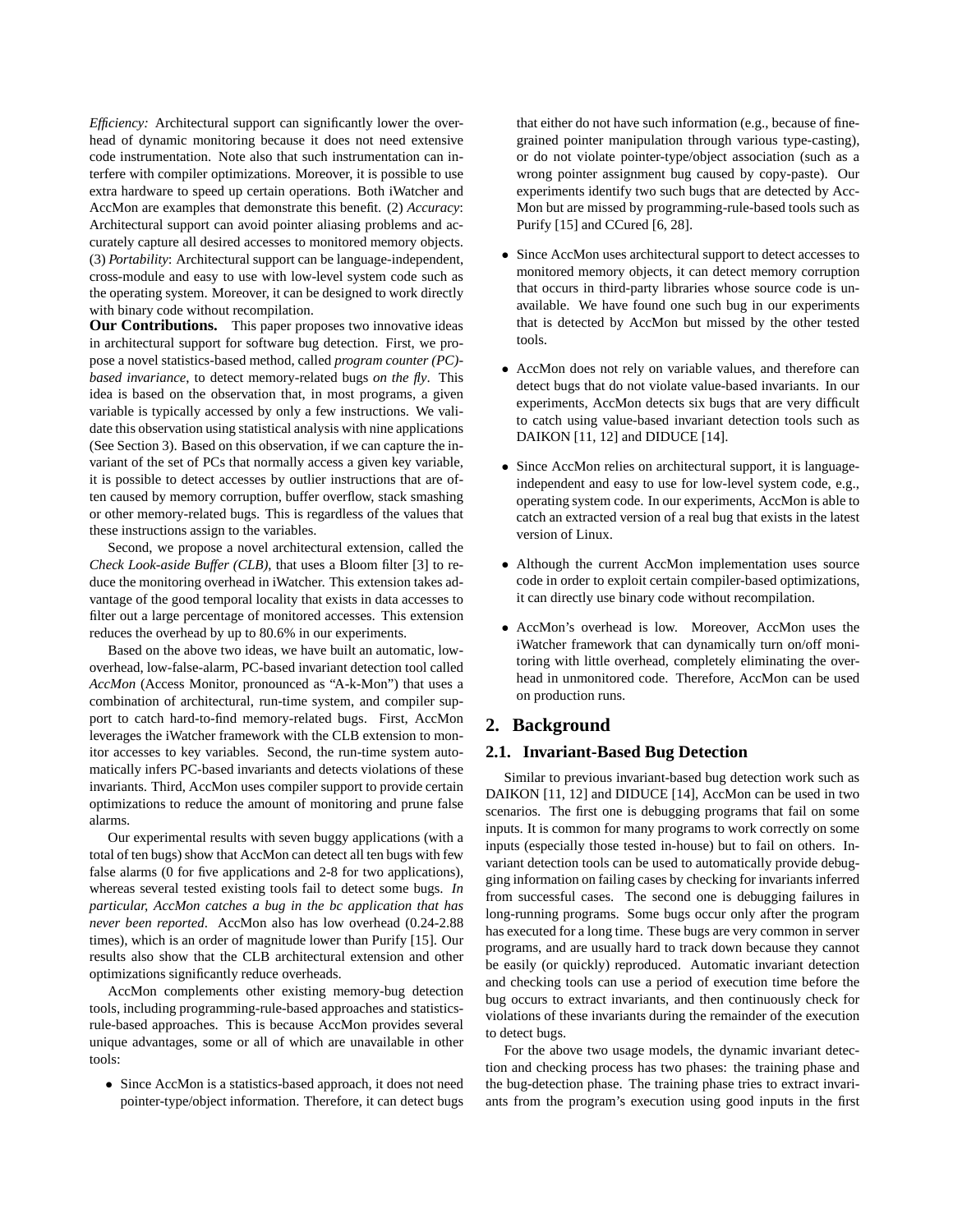*Efficiency:* Architectural support can significantly lower the overhead of dynamic monitoring because it does not need extensive code instrumentation. Note also that such instrumentation can interfere with compiler optimizations. Moreover, it is possible to use extra hardware to speed up certain operations. Both iWatcher and AccMon are examples that demonstrate this benefit. (2) *Accuracy*: Architectural support can avoid pointer aliasing problems and accurately capture all desired accesses to monitored memory objects. (3) *Portability*: Architectural support can be language-independent, cross-module and easy to use with low-level system code such as the operating system. Moreover, it can be designed to work directly with binary code without recompilation.

**Our Contributions.** This paper proposes two innovative ideas in architectural support for software bug detection. First, we propose a novel statistics-based method, called *program counter (PC)-based invariance*, to detect memory-related bugs *on the fly*. This idea is based on the observation that, in most programs, a given variable is typically accessed by only a few instructions. We validate this observation using statistical analysis with nine applications (See Section 3). Based on this observation, if we can capture the invariant of the set of PCs that normally access a given key variable, it is possible to detect accesses by outlier instructions that are often caused by memory corruption, buffer overflow, stack smashing or other memory-related bugs. This is regardless of the values that these instructions assign to the variables.

Second, we propose a novel architectural extension, called the *Check Look-aside Buffer (CLB)*, that uses a Bloom filter [3] to reduce the monitoring overhead in iWatcher. This extension takes advantage of the good temporal locality that exists in data accesses to filter out a large percentage of monitored accesses. This extension reduces the overhead by up to 80.6% in our experiments.

Based on the above two ideas, we have built an automatic, low-overhead, low-false-alarm, PC-based invariant detection tool called *AccMon* (Access Monitor, pronounced as "A-k-Mon") that uses a combination of architectural, run-time system, and compiler support to catch hard-to-find memory-related bugs. First, AccMon leverages the iWatcher framework with the CLB extension to monitor accesses to key variables. Second, the run-time system automatically infers PC-based invariants and detects violations of these invariants. Third, AccMon uses compiler support to provide certain optimizations to reduce the amount of monitoring and prune false alarms.

Our experimental results with seven buggy applications (with a total of ten bugs) show that AccMon can detect all ten bugs with few false alarms (0 for five applications and 2-8 for two applications), whereas several tested existing tools fail to detect some bugs. *In particular, AccMon catches a bug in the bc application that has never been reported*. AccMon also has low overhead (0.24-2.88 times), which is an order of magnitude lower than Purify [15]. Our results also show that the CLB architectural extension and other optimizations significantly reduce overheads.

AccMon complements other existing memory-bug detection tools, including programming-rule-based approaches and statistics-rule-based approaches. This is because AccMon provides several unique advantages, some or all of which are unavailable in other tools:

- Since AccMon is a statistics-based approach, it does not need pointer-type/object information. Therefore, it can detect bugs that either do not have such information (e.g., because of fine-grained pointer manipulation through various type-casting), or do not violate pointer-type/object association (such as a wrong pointer assignment bug caused by copy-paste). Our experiments identify two such bugs that are detected by AccMon but are missed by programming-rule-based tools such as Purify [15] and CCured [6, 28].
- Since AccMon uses architectural support to detect accesses to monitored memory objects, it can detect memory corruption that occurs in third-party libraries whose source code is unavailable. We have found one such bug in our experiments that is detected by AccMon but missed by the other tested tools.
- AccMon does not rely on variable values, and therefore can detect bugs that do not violate value-based invariants. In our experiments, AccMon detects six bugs that are very difficult to catch using value-based invariant detection tools such as DAIKON [11, 12] and DIDUCE [14].
- Since AccMon relies on architectural support, it is language-independent and easy to use for low-level system code, e.g., operating system code. In our experiments, AccMon is able to catch an extracted version of a real bug that exists in the latest version of Linux.
- Although the current AccMon implementation uses source code in order to exploit certain compiler-based optimizations, it can directly use binary code without recompilation.
- AccMon's overhead is low. Moreover, AccMon uses the iWatcher framework that can dynamically turn on/off monitoring with little overhead, completely eliminating the overhead in unmonitored code. Therefore, AccMon can be used on production runs.

## 2. Background

### 2.1. Invariant-Based Bug Detection

Similar to previous invariant-based bug detection work such as DAIKON [11, 12] and DIDUCE [14], AccMon can be used in two scenarios. The first one is debugging programs that fail on some inputs. It is common for many programs to work correctly on some inputs (especially those tested in-house) but to fail on others. Invariant detection tools can be used to automatically provide debugging information on failing cases by checking for invariants inferred from successful cases. The second one is debugging failures in long-running programs. Some bugs occur only after the program has executed for a long time. These bugs are very common in server programs, and are usually hard to track down because they cannot be easily (or quickly) reproduced. Automatic invariant detection and checking tools can use a period of execution time before the bug occurs to extract invariants, and then continuously check for violations of these invariants during the remainder of the execution to detect bugs.

For the above two usage models, the dynamic invariant detection and checking process has two phases: the training phase and the bug-detection phase. The training phase tries to extract invariants from the program's execution using good inputs in the first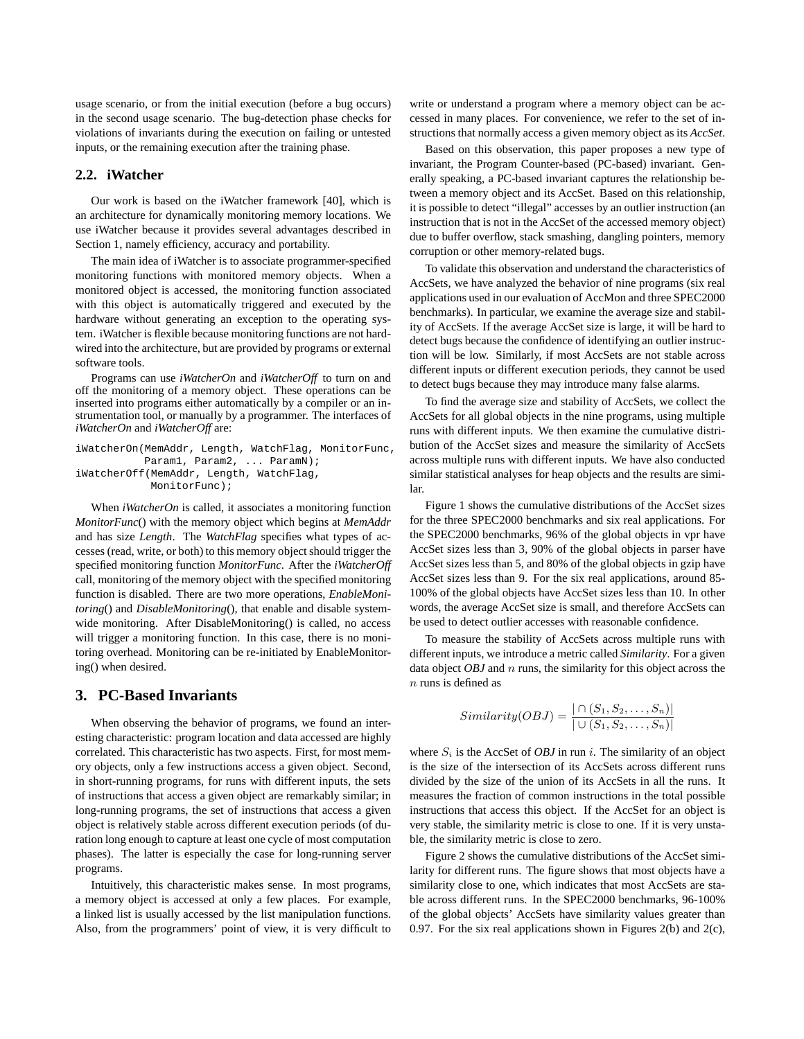usage scenario, or from the initial execution (before a bug occurs) in the second usage scenario. The bug-detection phase checks for violations of invariants during the execution on failing or untested inputs, or the remaining execution after the training phase.

## 2.2. iWatcher

Our work is based on the iWatcher framework [40], which is an architecture for dynamically monitoring memory locations. We use iWatcher because it provides several advantages described in Section 1, namely efficiency, accuracy and portability.

The main idea of iWatcher is to associate programmer-specified monitoring functions with monitored memory objects. When a monitored object is accessed, the monitoring function associated with this object is automatically triggered and executed by the hardware without generating an exception to the operating system. iWatcher is flexible because monitoring functions are not hardwired into the architecture, but are provided by programs or external software tools.

Programs can use *iWatcherOn* and *iWatcherOff* to turn on and off the monitoring of a memory object. These operations can be inserted into programs either automatically by a compiler or an instrumentation tool, or manually by a programmer. The interfaces of *iWatcherOn* and *iWatcherOff* are:

```
iWatcherOn(MemAddr, Length, WatchFlag, MonitorFunc,
           Param1, Param2, ... ParamN);
iWatcherOff(MemAddr, Length, WatchFlag,
            MonitorFunc);
```

When *iWatcherOn* is called, it associates a monitoring function *MonitorFunc*() with the memory object which begins at *MemAddr* and has size *Length*. The *WatchFlag* specifies what types of accesses (read, write, or both) to this memory object should trigger the specified monitoring function *MonitorFunc*. After the *iWatcherOff* call, monitoring of the memory object with the specified monitoring function is disabled. There are two more operations, *EnableMonitoring*() and *DisableMonitoring*(), that enable and disable system-wide monitoring. After DisableMonitoring() is called, no access will trigger a monitoring function. In this case, there is no monitoring overhead. Monitoring can be re-initiated by EnableMonitoring() when desired.

# 3. PC-Based Invariants

When observing the behavior of programs, we found an interesting characteristic: program location and data accessed are highly correlated. This characteristic has two aspects. First, for most memory objects, only a few instructions access a given object. Second, in short-running programs, for runs with different inputs, the sets of instructions that access a given object are remarkably similar; in long-running programs, the set of instructions that access a given object is relatively stable across different execution periods (of duration long enough to capture at least one cycle of most computation phases). The latter is especially the case for long-running server programs.

Intuitively, this characteristic makes sense. In most programs, a memory object is accessed at only a few places. For example, a linked list is usually accessed by the list manipulation functions. Also, from the programmers' point of view, it is very difficult to write or understand a program where a memory object can be accessed in many places. For convenience, we refer to the set of instructions that normally access a given memory object as its *AccSet*.

Based on this observation, this paper proposes a new type of invariant, the Program Counter-based (PC-based) invariant. Generally speaking, a PC-based invariant captures the relationship between a memory object and its AccSet. Based on this relationship, it is possible to detect "illegal" accesses by an outlier instruction (an instruction that is not in the AccSet of the accessed memory object) due to buffer overflow, stack smashing, dangling pointers, memory corruption or other memory-related bugs.

To validate this observation and understand the characteristics of AccSets, we have analyzed the behavior of nine programs (six real applications used in our evaluation of AccMon and three SPEC2000 benchmarks). In particular, we examine the average size and stability of AccSets. If the average AccSet size is large, it will be hard to detect bugs because the confidence of identifying an outlier instruction will be low. Similarly, if most AccSets are not stable across different inputs or different execution periods, they cannot be used to detect bugs because they may introduce many false alarms.

To find the average size and stability of AccSets, we collect the AccSets for all global objects in the nine programs, using multiple runs with different inputs. We then examine the cumulative distribution of the AccSet sizes and measure the similarity of AccSets across multiple runs with different inputs. We have also conducted similar statistical analyses for heap objects and the results are similar.

Figure 1 shows the cumulative distributions of the AccSet sizes for the three SPEC2000 benchmarks and six real applications. For the SPEC2000 benchmarks, 96% of the global objects in vpr have AccSet sizes less than 3, 90% of the global objects in parser have AccSet sizes less than 5, and 80% of the global objects in gzip have AccSet sizes less than 9. For the six real applications, around 85-100% of the global objects have AccSet sizes less than 10. In other words, the average AccSet size is small, and therefore AccSets can be used to detect outlier accesses with reasonable confidence.

To measure the stability of AccSets across multiple runs with different inputs, we introduce a metric called *Similarity*. For a given data object *OBJ* and $n$ runs, the similarity for this object across the $n$ runs is defined as

$$Similarity(OBJ) = \frac{|\cap(S_1, S_2, \ldots, S_n)|}{|\cup(S_1, S_2, \ldots, S_n)|}$$

where $S_i$ is the AccSet of *OBJ* in run $i$. The similarity of an object is the size of the intersection of its AccSets across different runs divided by the size of the union of its AccSets in all the runs. It measures the fraction of common instructions in the total possible instructions that access this object. If the AccSet for an object is very stable, the similarity metric is close to one. If it is very unstable, the similarity metric is close to zero.

Figure 2 shows the cumulative distributions of the AccSet similarity for different runs. The figure shows that most objects have a similarity close to one, which indicates that most AccSets are stable across different runs. In the SPEC2000 benchmarks, 96-100% of the global objects' AccSets have similarity values greater than 0.97. For the six real applications shown in Figures 2(b) and 2(c),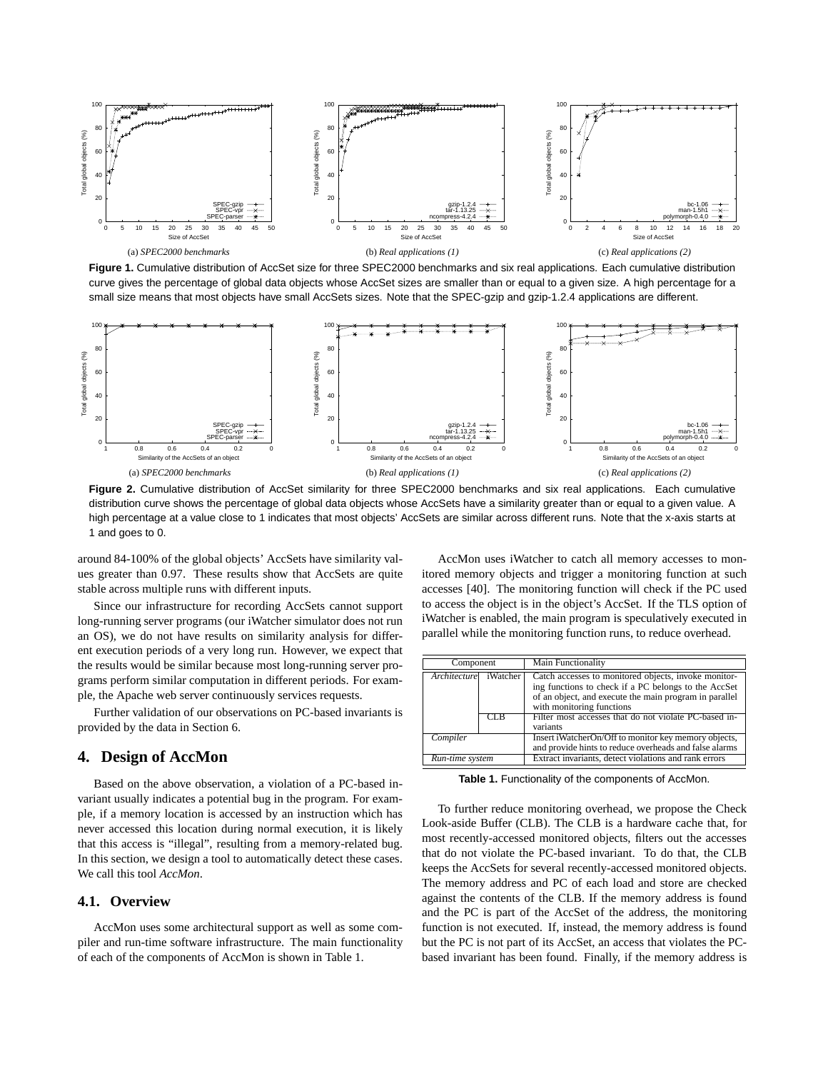**Figure 1.** Cumulative distribution of AccSet size for three SPEC2000 benchmarks and six real applications. Each cumulative distribution curve gives the percentage of global data objects whose AccSet sizes are smaller than or equal to a given size. A high percentage for a small size means that most objects have small AccSets sizes. Note that the SPEC-gzip and gzip-1.2.4 applications are different.

**Figure 2.** Cumulative distribution of AccSet similarity for three SPEC2000 benchmarks and six real applications. Each cumulative distribution curve shows the percentage of global data objects whose AccSets have a similarity greater than or equal to a given value. A high percentage at a value close to 1 indicates that most objects' AccSets are similar across different runs. Note that the x-axis starts at 1 and goes to 0.

around 84-100% of the global objects' AccSets have similarity values greater than 0.97. These results show that AccSets are quite stable across multiple runs with different inputs.

Since our infrastructure for recording AccSets cannot support long-running server programs (our iWatcher simulator does not run an OS), we do not have results on similarity analysis for different execution periods of a very long run. However, we expect that the results would be similar because most long-running server programs perform similar computation in different periods. For example, the Apache web server continuously services requests.

Further validation of our observations on PC-based invariants is provided by the data in Section 6.

## 4. Design of AccMon

Based on the above observation, a violation of a PC-based invariant usually indicates a potential bug in the program. For example, if a memory location is accessed by an instruction which has never accessed this location during normal execution, it is likely that this access is "illegal", resulting from a memory-related bug. In this section, we design a tool to automatically detect these cases. We call this tool *AccMon*.

### 4.1. Overview

AccMon uses some architectural support as well as some compiler and run-time software infrastructure. The main functionality of each of the components of AccMon is shown in Table 1.

AccMon uses iWatcher to catch all memory accesses to monitored memory objects and trigger a monitoring function at such accesses [40]. The monitoring function will check if the PC used to access the object is in the object's AccSet. If the TLS option of iWatcher is enabled, the main program is speculatively executed in parallel while the monitoring function runs, to reduce overhead.

| Component | | Main Functionality |
|---|---|---|
| *Architecture* | iWatcher | Catch accesses to monitored objects, invoke monitoring functions to check if a PC belongs to the AccSet of an object, and execute the main program in parallel with monitoring functions |
| | CLB | Filter most accesses that do not violate PC-based invariants |
| *Compiler* | | Insert iWatcherOn/Off to monitor key memory objects, and provide hints to reduce overheads and false alarms |
| *Run-time system* | | Extract invariants, detect violations and rank errors |

**Table 1.** Functionality of the components of AccMon.

To further reduce monitoring overhead, we propose the Check Look-aside Buffer (CLB). The CLB is a hardware cache that, for most recently-accessed monitored objects, filters out the accesses that do not violate the PC-based invariant. To do that, the CLB keeps the AccSets for several recently-accessed monitored objects. The memory address and PC of each load and store are checked against the contents of the CLB. If the memory address is found and the PC is part of the AccSet of the address, the monitoring function is not executed. If, instead, the memory address is found but the PC is not part of its AccSet, an access that violates the PC-based invariant has been found. Finally, if the memory address is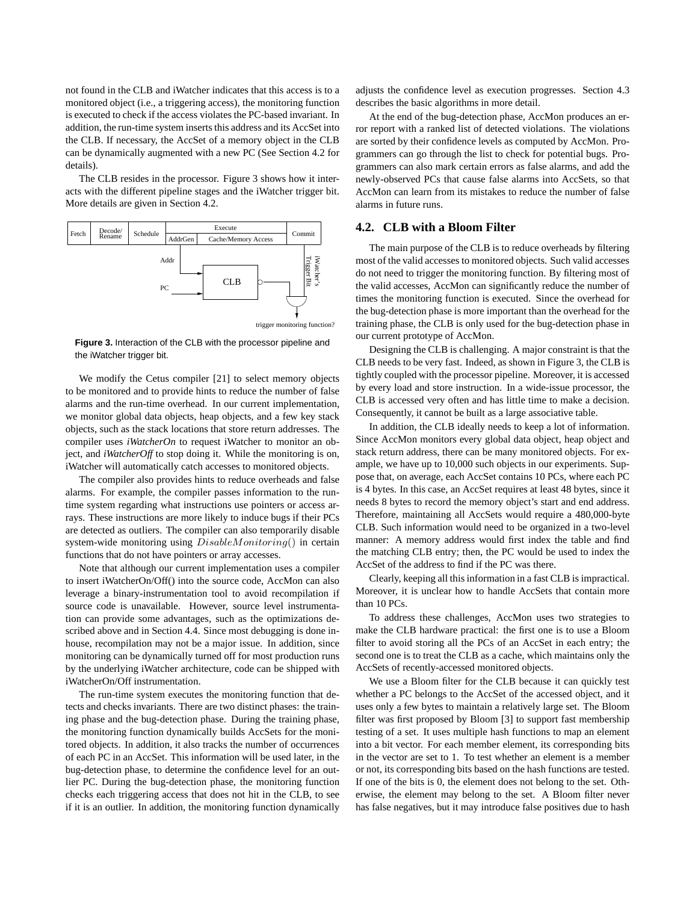not found in the CLB and iWatcher indicates that this access is to a monitored object (i.e., a triggering access), the monitoring function is executed to check if the access violates the PC-based invariant. In addition, the run-time system inserts this address and its AccSet into the CLB. If necessary, the AccSet of a memory object in the CLB can be dynamically augmented with a new PC (See Section 4.2 for details).

The CLB resides in the processor. Figure 3 shows how it interacts with the different pipeline stages and the iWatcher trigger bit. More details are given in Section 4.2.

**Figure 3.** Interaction of the CLB with the processor pipeline and the iWatcher trigger bit.

We modify the Cetus compiler [21] to select memory objects to be monitored and to provide hints to reduce the number of false alarms and the run-time overhead. In our current implementation, we monitor global data objects, heap objects, and a few key stack objects, such as the stack locations that store return addresses. The compiler uses *iWatcherOn* to request iWatcher to monitor an object, and *iWatcherOff* to stop doing it. While the monitoring is on, iWatcher will automatically catch accesses to monitored objects.

The compiler also provides hints to reduce overheads and false alarms. For example, the compiler passes information to the run-time system regarding what instructions use pointers or access arrays. These instructions are more likely to induce bugs if their PCs are detected as outliers. The compiler can also temporarily disable system-wide monitoring using $DisableMonitoring()$ in certain functions that do not have pointers or array accesses.

Note that although our current implementation uses a compiler to insert iWatcherOn/Off() into the source code, AccMon can also leverage a binary-instrumentation tool to avoid recompilation if source code is unavailable. However, source level instrumentation can provide some advantages, such as the optimizations described above and in Section 4.4. Since most debugging is done in-house, recompilation may not be a major issue. In addition, since monitoring can be dynamically turned off for most production runs by the underlying iWatcher architecture, code can be shipped with iWatcherOn/Off instrumentation.

The run-time system executes the monitoring function that detects and checks invariants. There are two distinct phases: the training phase and the bug-detection phase. During the training phase, the monitoring function dynamically builds AccSets for the monitored objects. In addition, it also tracks the number of occurrences of each PC in an AccSet. This information will be used later, in the bug-detection phase, to determine the confidence level for an outlier PC. During the bug-detection phase, the monitoring function checks each triggering access that does not hit in the CLB, to see if it is an outlier. In addition, the monitoring function dynamically adjusts the confidence level as execution progresses. Section 4.3 describes the basic algorithms in more detail.

At the end of the bug-detection phase, AccMon produces an error report with a ranked list of detected violations. The violations are sorted by their confidence levels as computed by AccMon. Programmers can go through the list to check for potential bugs. Programmers can also mark certain errors as false alarms, and add the newly-observed PCs that cause false alarms into AccSets, so that AccMon can learn from its mistakes to reduce the number of false alarms in future runs.

## 4.2. CLB with a Bloom Filter

The main purpose of the CLB is to reduce overheads by filtering most of the valid accesses to monitored objects. Such valid accesses do not need to trigger the monitoring function. By filtering most of the valid accesses, AccMon can significantly reduce the number of times the monitoring function is executed. Since the overhead for the bug-detection phase is more important than the overhead for the training phase, the CLB is only used for the bug-detection phase in our current prototype of AccMon.

Designing the CLB is challenging. A major constraint is that the CLB needs to be very fast. Indeed, as shown in Figure 3, the CLB is tightly coupled with the processor pipeline. Moreover, it is accessed by every load and store instruction. In a wide-issue processor, the CLB is accessed very often and has little time to make a decision. Consequently, it cannot be built as a large associative table.

In addition, the CLB ideally needs to keep a lot of information. Since AccMon monitors every global data object, heap object and stack return address, there can be many monitored objects. For example, we have up to 10,000 such objects in our experiments. Suppose that, on average, each AccSet contains 10 PCs, where each PC is 4 bytes. In this case, an AccSet requires at least 48 bytes, since it needs 8 bytes to record the memory object's start and end address. Therefore, maintaining all AccSets would require a 480,000-byte CLB. Such information would need to be organized in a two-level manner: A memory address would first index the table and find the matching CLB entry; then, the PC would be used to index the AccSet of the address to find if the PC was there.

Clearly, keeping all this information in a fast CLB is impractical. Moreover, it is unclear how to handle AccSets that contain more than 10 PCs.

To address these challenges, AccMon uses two strategies to make the CLB hardware practical: the first one is to use a Bloom filter to avoid storing all the PCs of an AccSet in each entry; the second one is to treat the CLB as a cache, which maintains only the AccSets of recently-accessed monitored objects.

We use a Bloom filter for the CLB because it can quickly test whether a PC belongs to the AccSet of the accessed object, and it uses only a few bytes to maintain a relatively large set. The Bloom filter was first proposed by Bloom [3] to support fast membership testing of a set. It uses multiple hash functions to map an element into a bit vector. For each member element, its corresponding bits in the vector are set to 1. To test whether an element is a member or not, its corresponding bits based on the hash functions are tested. If one of the bits is 0, the element does not belong to the set. Otherwise, the element may belong to the set. A Bloom filter never has false negatives, but it may introduce false positives due to hash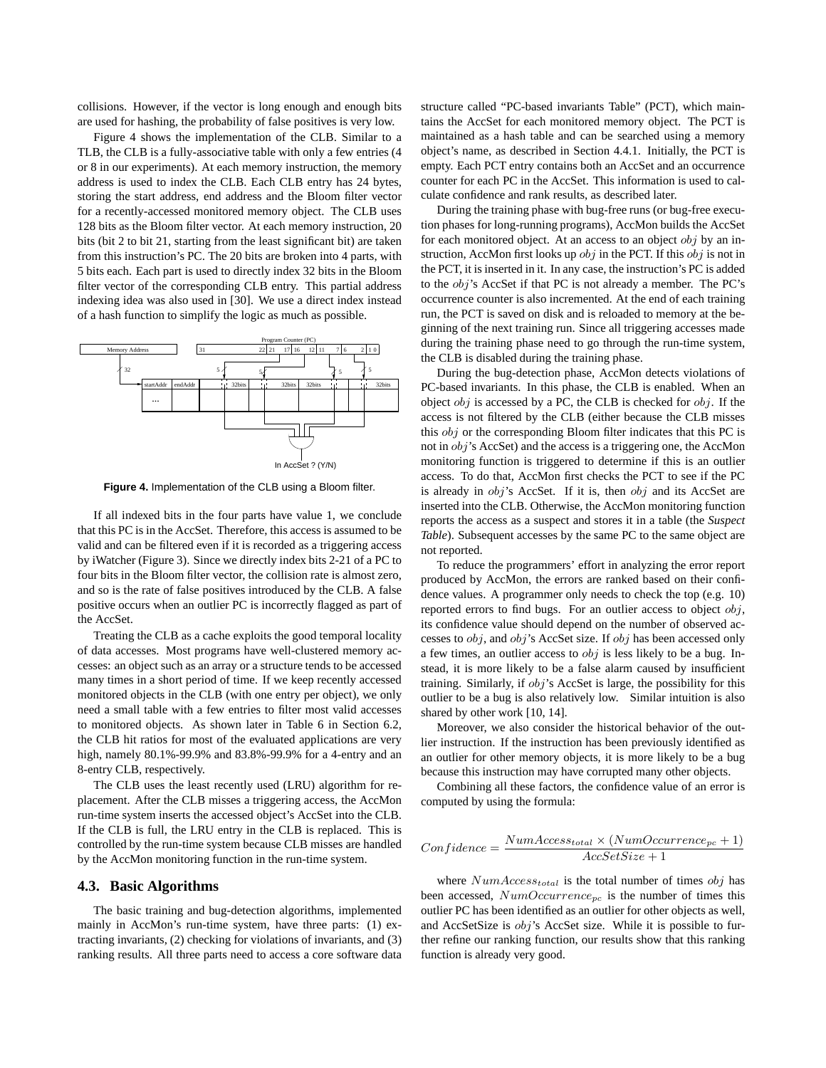collisions. However, if the vector is long enough and enough bits are used for hashing, the probability of false positives is very low.

Figure 4 shows the implementation of the CLB. Similar to a TLB, the CLB is a fully-associative table with only a few entries (4 or 8 in our experiments). At each memory instruction, the memory address is used to index the CLB. Each CLB entry has 24 bytes, storing the start address, end address and the Bloom filter vector for a recently-accessed monitored memory object. The CLB uses 128 bits as the Bloom filter vector. At each memory instruction, 20 bits (bit 2 to bit 21, starting from the least significant bit) are taken from this instruction's PC. The 20 bits are broken into 4 parts, with 5 bits each. Each part is used to directly index 32 bits in the Bloom filter vector of the corresponding CLB entry. This partial address indexing idea was also used in [30]. We use a direct index instead of a hash function to simplify the logic as much as possible.

**Figure 4.** Implementation of the CLB using a Bloom filter.

If all indexed bits in the four parts have value 1, we conclude that this PC is in the AccSet. Therefore, this access is assumed to be valid and can be filtered even if it is recorded as a triggering access by iWatcher (Figure 3). Since we directly index bits 2-21 of a PC to four bits in the Bloom filter vector, the collision rate is almost zero, and so is the rate of false positives introduced by the CLB. A false positive occurs when an outlier PC is incorrectly flagged as part of the AccSet.

Treating the CLB as a cache exploits the good temporal locality of data accesses. Most programs have well-clustered memory accesses: an object such as an array or a structure tends to be accessed many times in a short period of time. If we keep recently accessed monitored objects in the CLB (with one entry per object), we only need a small table with a few entries to filter most valid accesses to monitored objects. As shown later in Table 6 in Section 6.2, the CLB hit ratios for most of the evaluated applications are very high, namely 80.1%-99.9% and 83.8%-99.9% for a 4-entry and an 8-entry CLB, respectively.

The CLB uses the least recently used (LRU) algorithm for replacement. After the CLB misses a triggering access, the AccMon run-time system inserts the accessed object's AccSet into the CLB. If the CLB is full, the LRU entry in the CLB is replaced. This is controlled by the run-time system because CLB misses are handled by the AccMon monitoring function in the run-time system.

## 4.3. Basic Algorithms

The basic training and bug-detection algorithms, implemented mainly in AccMon's run-time system, have three parts: (1) extracting invariants, (2) checking for violations of invariants, and (3) ranking results. All three parts need to access a core software data structure called "PC-based invariants Table" (PCT), which maintains the AccSet for each monitored memory object. The PCT is maintained as a hash table and can be searched using a memory object's name, as described in Section 4.4.1. Initially, the PCT is empty. Each PCT entry contains both an AccSet and an occurrence counter for each PC in the AccSet. This information is used to calculate confidence and rank results, as described later.

During the training phase with bug-free runs (or bug-free execution phases for long-running programs), AccMon builds the AccSet for each monitored object. At an access to an object $obj$ by an instruction, AccMon first looks up $obj$ in the PCT. If this $obj$ is not in the PCT, it is inserted in it. In any case, the instruction's PC is added to the $obj$'s AccSet if that PC is not already a member. The PC's occurrence counter is also incremented. At the end of each training run, the PCT is saved on disk and is reloaded to memory at the beginning of the next training run. Since all triggering accesses made during the training phase need to go through the run-time system, the CLB is disabled during the training phase.

During the bug-detection phase, AccMon detects violations of PC-based invariants. In this phase, the CLB is enabled. When an object $obj$ is accessed by a PC, the CLB is checked for $obj$. If the access is not filtered by the CLB (either because the CLB misses this $obj$ or the corresponding Bloom filter indicates that this PC is not in $obj$'s AccSet) and the access is a triggering one, the AccMon monitoring function is triggered to determine if this is an outlier access. To do that, AccMon first checks the PCT to see if the PC is already in $obj$'s AccSet. If it is, then $obj$ and its AccSet are inserted into the CLB. Otherwise, the AccMon monitoring function reports the access as a suspect and stores it in a table (the *Suspect Table*). Subsequent accesses by the same PC to the same object are not reported.

To reduce the programmers' effort in analyzing the error report produced by AccMon, the errors are ranked based on their confidence values. A programmer only needs to check the top (e.g. 10) reported errors to find bugs. For an outlier access to object $obj$, its confidence value should depend on the number of observed accesses to $obj$, and $obj$'s AccSet size. If $obj$ has been accessed only a few times, an outlier access to $obj$ is less likely to be a bug. Instead, it is more likely to be a false alarm caused by insufficient training. Similarly, if $obj$'s AccSet is large, the possibility for this outlier to be a bug is also relatively low. Similar intuition is also shared by other work [10, 14].

Moreover, we also consider the historical behavior of the outlier instruction. If the instruction has been previously identified as an outlier for other memory objects, it is more likely to be a bug because this instruction may have corrupted many other objects.

Combining all these factors, the confidence value of an error is computed by using the formula:

$$Confidence = \frac{NumAccess_{total} \times (NumOccurrence_{pc} + 1)}{AccSetSize + 1}$$

where $NumAccess_{total}$ is the total number of times $obj$ has been accessed, $NumOccurrence_{pc}$ is the number of times this outlier PC has been identified as an outlier for other objects as well, and AccSetSize is $obj$'s AccSet size. While it is possible to further refine our ranking function, our results show that this ranking function is already very good.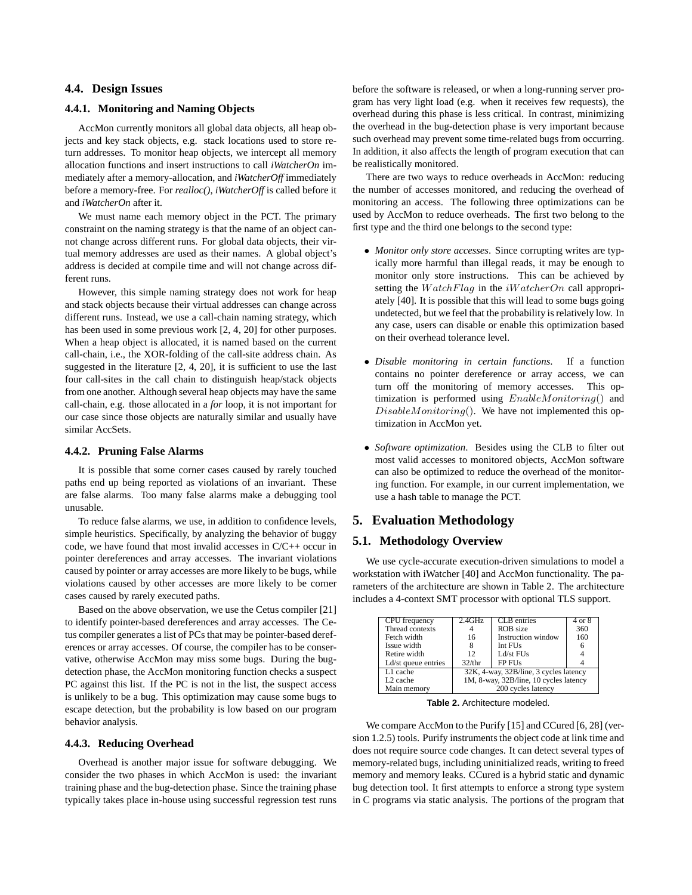### 4.4. Design Issues

#### 4.4.1. Monitoring and Naming Objects

AccMon currently monitors all global data objects, all heap objects and key stack objects, e.g. stack locations used to store return addresses. To monitor heap objects, we intercept all memory allocation functions and insert instructions to call *iWatcherOn* immediately after a memory-allocation, and *iWatcherOff* immediately before a memory-free. For *realloc()*, *iWatcherOff* is called before it and *iWatcherOn* after it.

We must name each memory object in the PCT. The primary constraint on the naming strategy is that the name of an object cannot change across different runs. For global data objects, their virtual memory addresses are used as their names. A global object's address is decided at compile time and will not change across different runs.

However, this simple naming strategy does not work for heap and stack objects because their virtual addresses can change across different runs. Instead, we use a call-chain naming strategy, which has been used in some previous work [2, 4, 20] for other purposes. When a heap object is allocated, it is named based on the current call-chain, i.e., the XOR-folding of the call-site address chain. As suggested in the literature [2, 4, 20], it is sufficient to use the last four call-sites in the call chain to distinguish heap/stack objects from one another. Although several heap objects may have the same call-chain, e.g. those allocated in a *for* loop, it is not important for our case since those objects are naturally similar and usually have similar AccSets.

#### 4.4.2. Pruning False Alarms

It is possible that some corner cases caused by rarely touched paths end up being reported as violations of an invariant. These are false alarms. Too many false alarms make a debugging tool unusable.

To reduce false alarms, we use, in addition to confidence levels, simple heuristics. Specifically, by analyzing the behavior of buggy code, we have found that most invalid accesses in C/C++ occur in pointer dereferences and array accesses. The invariant violations caused by pointer or array accesses are more likely to be bugs, while violations caused by other accesses are more likely to be corner cases caused by rarely executed paths.

Based on the above observation, we use the Cetus compiler [21] to identify pointer-based dereferences and array accesses. The Cetus compiler generates a list of PCs that may be pointer-based dereferences or array accesses. Of course, the compiler has to be conservative, otherwise AccMon may miss some bugs. During the bug-detection phase, the AccMon monitoring function checks a suspect PC against this list. If the PC is not in the list, the suspect access is unlikely to be a bug. This optimization may cause some bugs to escape detection, but the probability is low based on our program behavior analysis.

#### 4.4.3. Reducing Overhead

Overhead is another major issue for software debugging. We consider the two phases in which AccMon is used: the invariant training phase and the bug-detection phase. Since the training phase typically takes place in-house using successful regression test runs before the software is released, or when a long-running server program has very light load (e.g. when it receives few requests), the overhead during this phase is less critical. In contrast, minimizing the overhead in the bug-detection phase is very important because such overhead may prevent some time-related bugs from occurring. In addition, it also affects the length of program execution that can be realistically monitored.

There are two ways to reduce overheads in AccMon: reducing the number of accesses monitored, and reducing the overhead of monitoring an access. The following three optimizations can be used by AccMon to reduce overheads. The first two belong to the first type and the third one belongs to the second type:

- *Monitor only store accesses*. Since corrupting writes are typically more harmful than illegal reads, it may be enough to monitor only store instructions. This can be achieved by setting the $WatchFlag$ in the $iWatcherOn$ call appropriately [40]. It is possible that this will lead to some bugs going undetected, but we feel that the probability is relatively low. In any case, users can disable or enable this optimization based on their overhead tolerance level.

- *Disable monitoring in certain functions*. If a function contains no pointer dereference or array access, we can turn off the monitoring of memory accesses. This optimization is performed using $EnableMonitoring()$ and $DisableMonitoring()$. We have not implemented this optimization in AccMon yet.

- *Software optimization*. Besides using the CLB to filter out most valid accesses to monitored objects, AccMon software can also be optimized to reduce the overhead of the monitoring function. For example, in our current implementation, we use a hash table to manage the PCT.

## 5. Evaluation Methodology

### 5.1. Methodology Overview

We use cycle-accurate execution-driven simulations to model a workstation with iWatcher [40] and AccMon functionality. The parameters of the architecture are shown in Table 2. The architecture includes a 4-context SMT processor with optional TLS support.

| | | | |
|---|---|---|---|
| CPU frequency | 2.4GHz | CLB entries | 4 or 8 |
| Thread contexts | 4 | ROB size | 360 |
| Fetch width | 16 | Instruction window | 160 |
| Issue width | 8 | Int FUs | 6 |
| Retire width | 12 | Ld/st FUs | 4 |
| Ld/st queue entries | 32/thr | FP FUs | 4 |
| L1 cache | 32K, 4-way, 32B/line, 3 cycles latency | | |
| L2 cache | 1M, 8-way, 32B/line, 10 cycles latency | | |
| Main memory | 200 cycles latency | | |

**Table 2.** Architecture modeled.

We compare AccMon to the Purify [15] and CCured [6, 28] (version 1.2.5) tools. Purify instruments the object code at link time and does not require source code changes. It can detect several types of memory-related bugs, including uninitialized reads, writing to freed memory and memory leaks. CCured is a hybrid static and dynamic bug detection tool. It first attempts to enforce a strong type system in C programs via static analysis. The portions of the program that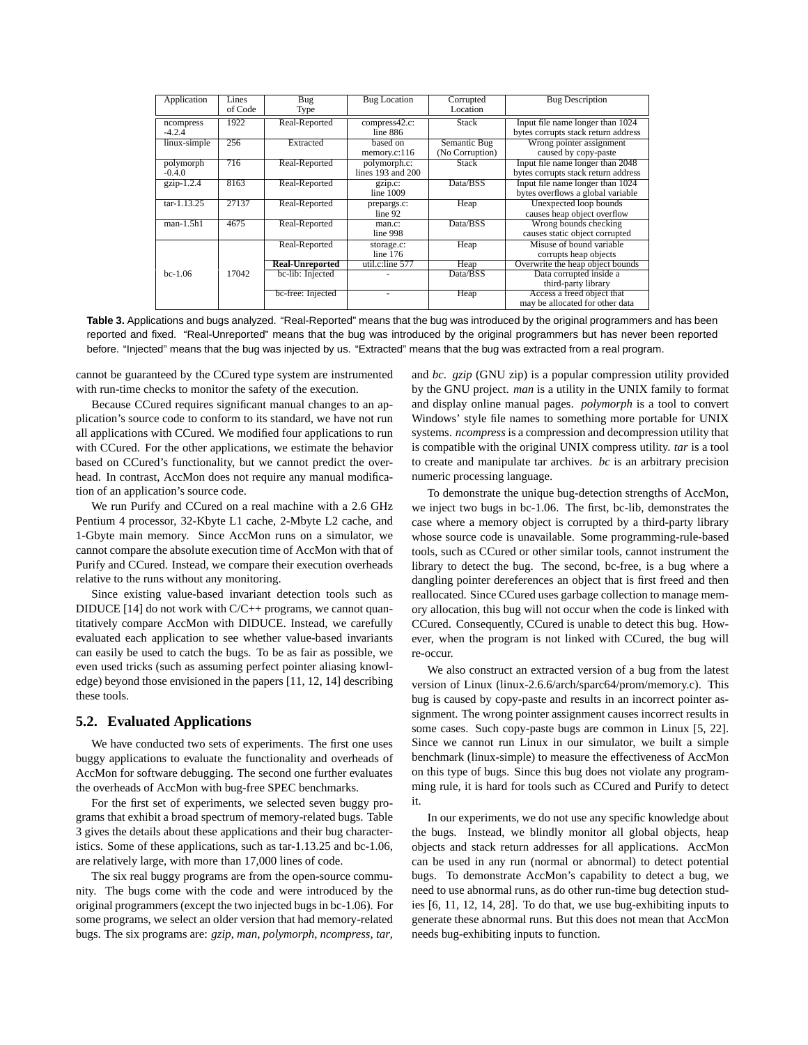| Application | Lines of Code | Bug Type | Bug Location | Corrupted Location | Bug Description |
| --- | --- | --- | --- | --- | --- |
| ncompress -4.2.4 | 1922 | Real-Reported | compress42.c: line 886 | Stack | Input file name longer than 1024 bytes corrupts stack return address |
| linux-simple | 256 | Extracted | based on memory.c:116 | Semantic Bug (No Corruption) | Wrong pointer assignment caused by copy-paste |
| polymorph -0.4.0 | 716 | Real-Reported | polymorph.c: lines 193 and 200 | Stack | Input file name longer than 2048 bytes corrupts stack return address |
| gzip-1.2.4 | 8163 | Real-Reported | gzip.c: line 1009 | Data/BSS | Input file name longer than 1024 bytes overflows a global variable |
| tar-1.13.25 | 27137 | Real-Reported | prepargs.c: line 92 | Heap | Unexpected loop bounds causes heap object overflow |
| man-1.5h1 | 4675 | Real-Reported | man.c: line 998 | Data/BSS | Wrong bounds checking causes static object corrupted |
| bc-1.06 | 17042 | Real-Reported | storage.c: line 176 | Heap | Misuse of bound variable corrupts heap objects |
| | | **Real-Unreported** | util.c:line 577 | Heap | Overwrite the heap object bounds |
| | | bc-lib: Injected | - | Data/BSS | Data corrupted inside a third-party library |
| | | bc-free: Injected | - | Heap | Access a freed object that may be allocated for other data |

**Table 3.** Applications and bugs analyzed. "Real-Reported" means that the bug was introduced by the original programmers and has been reported and fixed. "Real-Unreported" means that the bug was introduced by the original programmers but has never been reported before. "Injected" means that the bug was injected by us. "Extracted" means that the bug was extracted from a real program.

cannot be guaranteed by the CCured type system are instrumented with run-time checks to monitor the safety of the execution.

Because CCured requires significant manual changes to an application's source code to conform to its standard, we have not run all applications with CCured. We modified four applications to run with CCured. For the other applications, we estimate the behavior based on CCured's functionality, but we cannot predict the overhead. In contrast, AccMon does not require any manual modification of an application's source code.

We run Purify and CCured on a real machine with a 2.6 GHz Pentium 4 processor, 32-Kbyte L1 cache, 2-Mbyte L2 cache, and 1-Gbyte main memory. Since AccMon runs on a simulator, we cannot compare the absolute execution time of AccMon with that of Purify and CCured. Instead, we compare their execution overheads relative to the runs without any monitoring.

Since existing value-based invariant detection tools such as DIDUCE [14] do not work with C/C++ programs, we cannot quantitatively compare AccMon with DIDUCE. Instead, we carefully evaluated each application to see whether value-based invariants can easily be used to catch the bugs. To be as fair as possible, we even used tricks (such as assuming perfect pointer aliasing knowledge) beyond those envisioned in the papers [11, 12, 14] describing these tools.

## 5.2. Evaluated Applications

We have conducted two sets of experiments. The first one uses buggy applications to evaluate the functionality and overheads of AccMon for software debugging. The second one further evaluates the overheads of AccMon with bug-free SPEC benchmarks.

For the first set of experiments, we selected seven buggy programs that exhibit a broad spectrum of memory-related bugs. Table 3 gives the details about these applications and their bug characteristics. Some of these applications, such as tar-1.13.25 and bc-1.06, are relatively large, with more than 17,000 lines of code.

The six real buggy programs are from the open-source community. The bugs come with the code and were introduced by the original programmers (except the two injected bugs in bc-1.06). For some programs, we select an older version that had memory-related bugs. The six programs are: *gzip*, *man*, *polymorph*, *ncompress*, *tar*, and *bc*. *gzip* (GNU zip) is a popular compression utility provided by the GNU project. *man* is a utility in the UNIX family to format and display online manual pages. *polymorph* is a tool to convert Windows' style file names to something more portable for UNIX systems. *ncompress* is a compression and decompression utility that is compatible with the original UNIX compress utility. *tar* is a tool to create and manipulate tar archives. *bc* is an arbitrary precision numeric processing language.

To demonstrate the unique bug-detection strengths of AccMon, we inject two bugs in bc-1.06. The first, bc-lib, demonstrates the case where a memory object is corrupted by a third-party library whose source code is unavailable. Some programming-rule-based tools, such as CCured or other similar tools, cannot instrument the library to detect the bug. The second, bc-free, is a bug where a dangling pointer dereferences an object that is first freed and then reallocated. Since CCured uses garbage collection to manage memory allocation, this bug will not occur when the code is linked with CCured. Consequently, CCured is unable to detect this bug. However, when the program is not linked with CCured, the bug will re-occur.

We also construct an extracted version of a bug from the latest version of Linux (linux-2.6.6/arch/sparc64/prom/memory.c). This bug is caused by copy-paste and results in an incorrect pointer assignment. The wrong pointer assignment causes incorrect results in some cases. Such copy-paste bugs are common in Linux [5, 22]. Since we cannot run Linux in our simulator, we built a simple benchmark (linux-simple) to measure the effectiveness of AccMon on this type of bugs. Since this bug does not violate any programming rule, it is hard for tools such as CCured and Purify to detect it.

In our experiments, we do not use any specific knowledge about the bugs. Instead, we blindly monitor all global objects, heap objects and stack return addresses for all applications. AccMon can be used in any run (normal or abnormal) to detect potential bugs. To demonstrate AccMon's capability to detect a bug, we need to use abnormal runs, as do other run-time bug detection studies [6, 11, 12, 14, 28]. To do that, we use bug-exhibiting inputs to generate these abnormal runs. But this does not mean that AccMon needs bug-exhibiting inputs to function.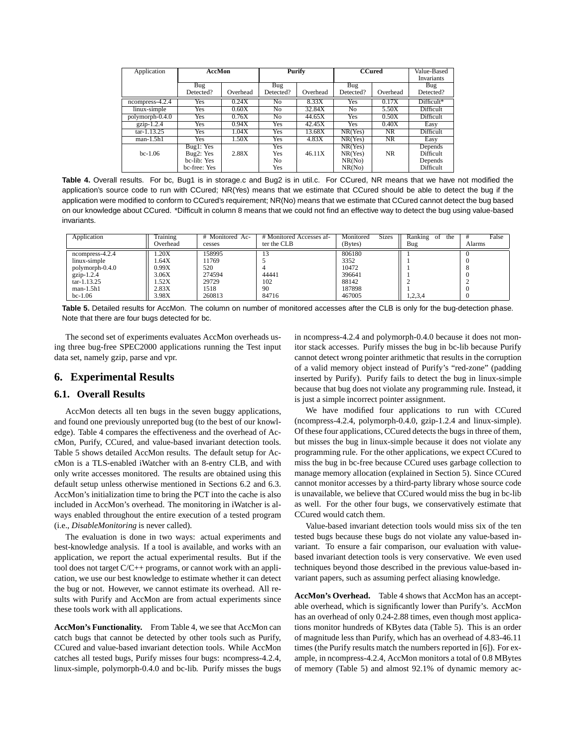| Application | AccMon | | Purify | | CCured | | Value-Based Invariants |
|---|---|---|---|---|---|---|---|
| | Bug Detected? | Overhead | Bug Detected? | Overhead | Bug Detected? | Overhead | Bug Detected? |
| ncompress-4.2.4 | Yes | 0.24X | No | 8.33X | Yes | 0.17X | Difficult* |
| linux-simple | Yes | 0.60X | No | 32.84X | No | 5.50X | Difficult |
| polymorph-0.4.0 | Yes | 0.76X | No | 44.65X | Yes | 0.50X | Difficult |
| gzip-1.2.4 | Yes | 0.94X | Yes | 42.45X | Yes | 0.40X | Easy |
| tar-1.13.25 | Yes | 1.04X | Yes | 13.68X | NR(Yes) | NR | Difficult |
| man-1.5h1 | Yes | 1.50X | Yes | 4.83X | NR(Yes) | NR | Easy |
| bc-1.06 | Bug1: Yes<br>Bug2: Yes<br>bc-lib: Yes<br>bc-free: Yes | 2.88X | Yes<br>Yes<br>No<br>Yes | 46.11X | NR(Yes)<br>NR(Yes)<br>NR(No)<br>NR(No) | NR | Depends<br>Difficult<br>Depends<br>Difficult |

**Table 4.** Overall results. For bc, Bug1 is in storage.c and Bug2 is in util.c. For CCured, NR means that we have not modified the application's source code to run with CCured; NR(Yes) means that we estimate that CCured should be able to detect the bug if the application were modified to conform to CCured's requirement; NR(No) means that we estimate that CCured cannot detect the bug based on our knowledge about CCured. *Difficult in column 8 means that we could not find an effective way to detect the bug using value-based invariants.

| Application | Training Overhead | # Monitored Accesses | # Monitored Accesses after the CLB | Monitored Sizes (Bytes) | Ranking of the Bug | # False Alarms |
|---|---|---|---|---|---|---|
| ncompress-4.2.4 | 1.20X | 158995 | 13 | 806180 | 1 | 0 |
| linux-simple | 1.64X | 11769 | 5 | 3352 | 1 | 0 |
| polymorph-0.4.0 | 0.99X | 520 | 4 | 10472 | 1 | 8 |
| gzip-1.2.4 | 3.06X | 274594 | 44441 | 396641 | 1 | 0 |
| tar-1.13.25 | 1.52X | 29729 | 102 | 88142 | 2 | 2 |
| man-1.5h1 | 2.83X | 1518 | 90 | 187898 | 1 | 0 |
| bc-1.06 | 3.98X | 260813 | 84716 | 467005 | 1,2,3,4 | 0 |

**Table 5.** Detailed results for AccMon. The column on number of monitored accesses after the CLB is only for the bug-detection phase. Note that there are four bugs detected for bc.

The second set of experiments evaluates AccMon overheads using three bug-free SPEC2000 applications running the Test input data set, namely gzip, parse and vpr.

## 6. Experimental Results

### 6.1. Overall Results

AccMon detects all ten bugs in the seven buggy applications, and found one previously unreported bug (to the best of our knowledge). Table 4 compares the effectiveness and the overhead of AccMon, Purify, CCured, and value-based invariant detection tools. Table 5 shows detailed AccMon results. The default setup for AccMon is a TLS-enabled iWatcher with an 8-entry CLB, and with only write accesses monitored. The results are obtained using this default setup unless otherwise mentioned in Sections 6.2 and 6.3. AccMon's initialization time to bring the PCT into the cache is also included in AccMon's overhead. The monitoring in iWatcher is always enabled throughout the entire execution of a tested program (i.e., *DisableMonitoring* is never called).

The evaluation is done in two ways: actual experiments and best-knowledge analysis. If a tool is available, and works with an application, we report the actual experimental results. But if the tool does not target C/C++ programs, or cannot work with an application, we use our best knowledge to estimate whether it can detect the bug or not. However, we cannot estimate its overhead. All results with Purify and AccMon are from actual experiments since these tools work with all applications.

**AccMon's Functionality.** From Table 4, we see that AccMon can catch bugs that cannot be detected by other tools such as Purify, CCured and value-based invariant detection tools. While AccMon catches all tested bugs, Purify misses four bugs: ncompress-4.2.4, linux-simple, polymorph-0.4.0 and bc-lib. Purify misses the bugs in ncompress-4.2.4 and polymorph-0.4.0 because it does not monitor stack accesses. Purify misses the bug in bc-lib because Purify cannot detect wrong pointer arithmetic that results in the corruption of a valid memory object instead of Purify's "red-zone" (padding inserted by Purify). Purify fails to detect the bug in linux-simple because that bug does not violate any programming rule. Instead, it is just a simple incorrect pointer assignment.

We have modified four applications to run with CCured (ncompress-4.2.4, polymorph-0.4.0, gzip-1.2.4 and linux-simple). Of these four applications, CCured detects the bugs in three of them, but misses the bug in linux-simple because it does not violate any programming rule. For the other applications, we expect CCured to miss the bug in bc-free because CCured uses garbage collection to manage memory allocation (explained in Section 5). Since CCured cannot monitor accesses by a third-party library whose source code is unavailable, we believe that CCured would miss the bug in bc-lib as well. For the other four bugs, we conservatively estimate that CCured would catch them.

Value-based invariant detection tools would miss six of the ten tested bugs because these bugs do not violate any value-based invariant. To ensure a fair comparison, our evaluation with value-based invariant detection tools is very conservative. We even used techniques beyond those described in the previous value-based invariant papers, such as assuming perfect aliasing knowledge.

**AccMon's Overhead.** Table 4 shows that AccMon has an acceptable overhead, which is significantly lower than Purify's. AccMon has an overhead of only 0.24-2.88 times, even though most applications monitor hundreds of KBytes data (Table 5). This is an order of magnitude less than Purify, which has an overhead of 4.83-46.11 times (the Purify results match the numbers reported in [6]). For example, in ncompress-4.2.4, AccMon monitors a total of 0.8 MBytes of memory (Table 5) and almost 92.1% of dynamic memory ac-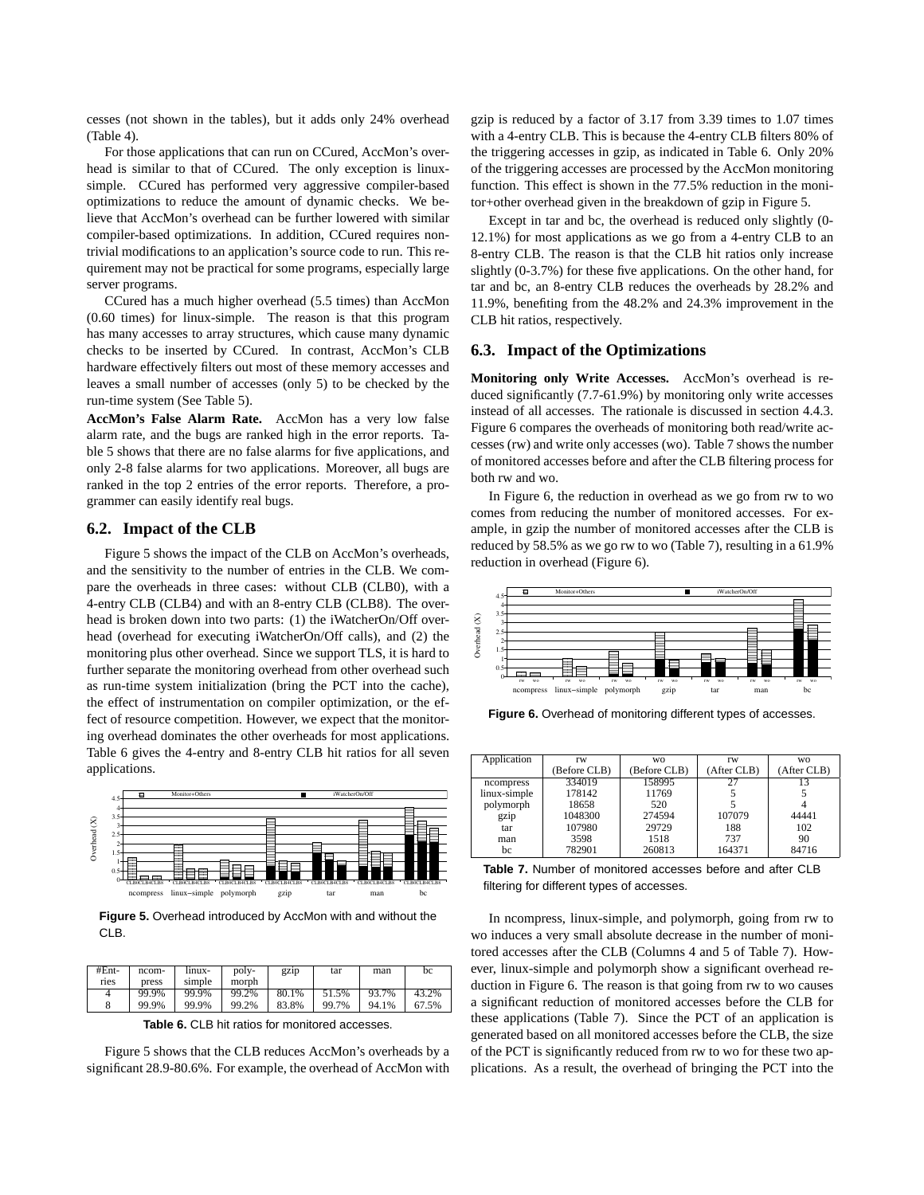cesses (not shown in the tables), but it adds only 24% overhead (Table 4).

For those applications that can run on CCured, AccMon's overhead is similar to that of CCured. The only exception is linux-simple. CCured has performed very aggressive compiler-based optimizations to reduce the amount of dynamic checks. We believe that AccMon's overhead can be further lowered with similar compiler-based optimizations. In addition, CCured requires non-trivial modifications to an application's source code to run. This requirement may not be practical for some programs, especially large server programs.

CCured has a much higher overhead (5.5 times) than AccMon (0.60 times) for linux-simple. The reason is that this program has many accesses to array structures, which cause many dynamic checks to be inserted by CCured. In contrast, AccMon's CLB hardware effectively filters out most of these memory accesses and leaves a small number of accesses (only 5) to be checked by the run-time system (See Table 5).

**AccMon's False Alarm Rate.** AccMon has a very low false alarm rate, and the bugs are ranked high in the error reports. Table 5 shows that there are no false alarms for five applications, and only 2-8 false alarms for two applications. Moreover, all bugs are ranked in the top 2 entries of the error reports. Therefore, a programmer can easily identify real bugs.

## 6.2. Impact of the CLB

Figure 5 shows the impact of the CLB on AccMon's overheads, and the sensitivity to the number of entries in the CLB. We compare the overheads in three cases: without CLB (CLB0), with a 4-entry CLB (CLB4) and with an 8-entry CLB (CLB8). The overhead is broken down into two parts: (1) the iWatcherOn/Off overhead (overhead for executing iWatcherOn/Off calls), and (2) the monitoring plus other overhead. Since we support TLS, it is hard to further separate the monitoring overhead from other overhead such as run-time system initialization (bring the PCT into the cache), the effect of instrumentation on compiler optimization, or the effect of resource competition. However, we expect that the monitoring overhead dominates the other overheads for most applications. Table 6 gives the 4-entry and 8-entry CLB hit ratios for all seven applications.

**Figure 5.** Overhead introduced by AccMon with and without the CLB.

| #Entries | ncompress | linux-simple | polymorph | gzip | tar | man | bc |
|---|---|---|---|---|---|---|---|
| 4 | 99.9% | 99.9% | 99.2% | 80.1% | 51.5% | 93.7% | 43.2% |
| 8 | 99.9% | 99.9% | 99.2% | 83.8% | 99.7% | 94.1% | 67.5% |

**Table 6.** CLB hit ratios for monitored accesses.

Figure 5 shows that the CLB reduces AccMon's overheads by a significant 28.9-80.6%. For example, the overhead of AccMon with gzip is reduced by a factor of 3.17 from 3.39 times to 1.07 times with a 4-entry CLB. This is because the 4-entry CLB filters 80% of the triggering accesses in gzip, as indicated in Table 6. Only 20% of the triggering accesses are processed by the AccMon monitoring function. This effect is shown in the 77.5% reduction in the monitor+other overhead given in the breakdown of gzip in Figure 5.

Except in tar and bc, the overhead is reduced only slightly (0-12.1%) for most applications as we go from a 4-entry CLB to an 8-entry CLB. The reason is that the CLB hit ratios only increase slightly (0-3.7%) for these five applications. On the other hand, for tar and bc, an 8-entry CLB reduces the overheads by 28.2% and 11.9%, benefiting from the 48.2% and 24.3% improvement in the CLB hit ratios, respectively.

## 6.3. Impact of the Optimizations

**Monitoring only Write Accesses.** AccMon's overhead is reduced significantly (7.7-61.9%) by monitoring only write accesses instead of all accesses. The rationale is discussed in section 4.4.3. Figure 6 compares the overheads of monitoring both read/write accesses (rw) and write only accesses (wo). Table 7 shows the number of monitored accesses before and after the CLB filtering process for both rw and wo.

In Figure 6, the reduction in overhead as we go from rw to wo comes from reducing the number of monitored accesses. For example, in gzip the number of monitored accesses after the CLB is reduced by 58.5% as we go rw to wo (Table 7), resulting in a 61.9% reduction in overhead (Figure 6).

**Figure 6.** Overhead of monitoring different types of accesses.

| Application | rw (Before CLB) | wo (Before CLB) | rw (After CLB) | wo (After CLB) |
|---|---|---|---|---|
| ncompress | 334019 | 158995 | 27 | 13 |
| linux-simple | 178142 | 11769 | 5 | 5 |
| polymorph | 18658 | 520 | 5 | 4 |
| gzip | 1048300 | 274594 | 107079 | 44441 |
| tar | 107980 | 29729 | 188 | 102 |
| man | 3598 | 1518 | 737 | 90 |
| bc | 782901 | 260813 | 164371 | 84716 |

**Table 7.** Number of monitored accesses before and after CLB filtering for different types of accesses.

In ncompress, linux-simple, and polymorph, going from rw to wo induces a very small absolute decrease in the number of monitored accesses after the CLB (Columns 4 and 5 of Table 7). However, linux-simple and polymorph show a significant overhead reduction in Figure 6. The reason is that going from rw to wo causes a significant reduction of monitored accesses before the CLB for these applications (Table 7). Since the PCT of an application is generated based on all monitored accesses before the CLB, the size of the PCT is significantly reduced from rw to wo for these two applications. As a result, the overhead of bringing the PCT into the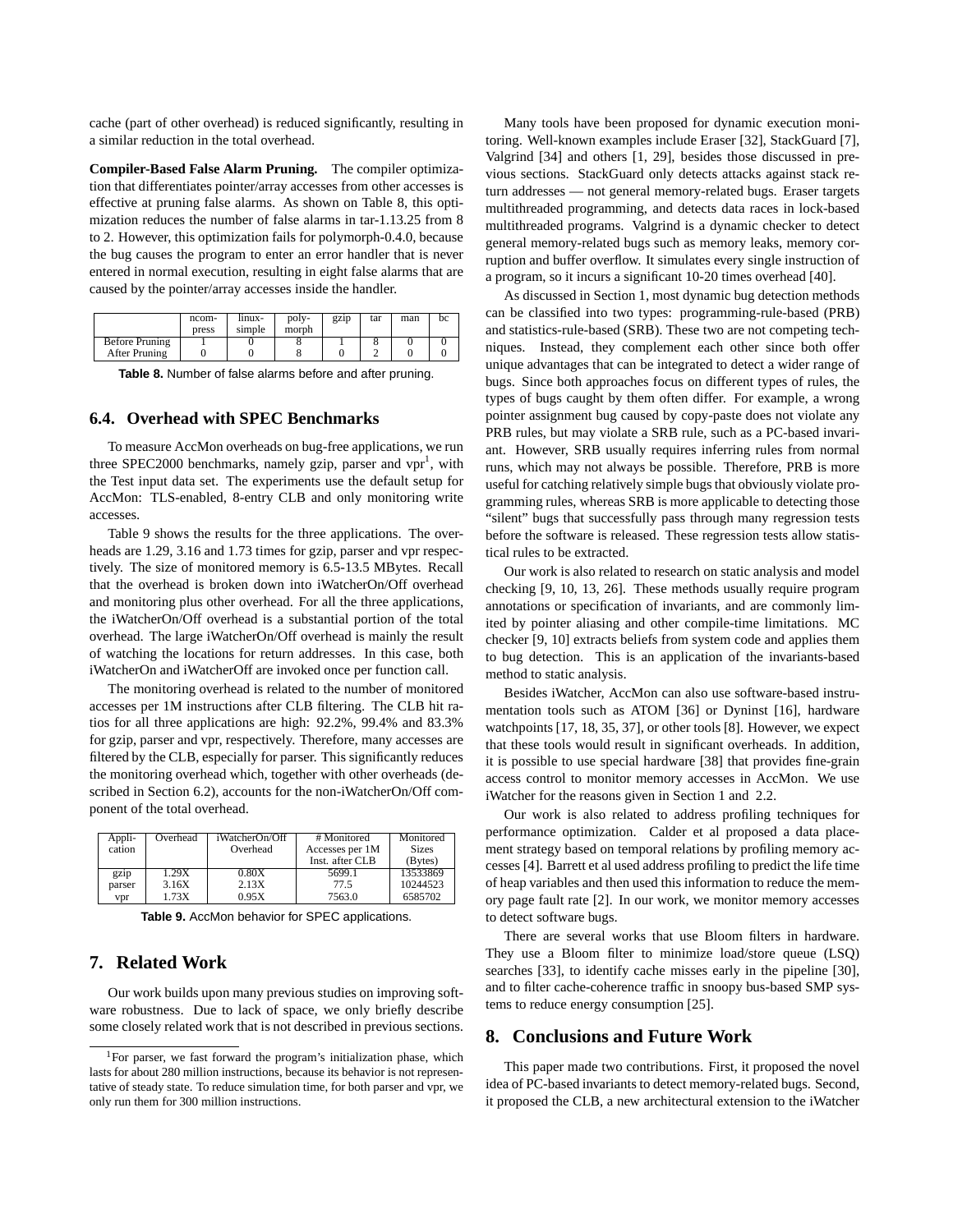cache (part of other overhead) is reduced significantly, resulting in a similar reduction in the total overhead.

**Compiler-Based False Alarm Pruning.** The compiler optimization that differentiates pointer/array accesses from other accesses is effective at pruning false alarms. As shown on Table 8, this optimization reduces the number of false alarms in tar-1.13.25 from 8 to 2. However, this optimization fails for polymorph-0.4.0, because the bug causes the program to enter an error handler that is never entered in normal execution, resulting in eight false alarms that are caused by the pointer/array accesses inside the handler.

| | ncom-press | linux-simple | poly-morph | gzip | tar | man | bc |
|---|---|---|---|---|---|---|---|
| Before Pruning | 1 | 0 | 8 | 1 | 8 | 0 | 0 |
| After Pruning | 0 | 0 | 8 | 0 | 2 | 0 | 0 |

**Table 8.** Number of false alarms before and after pruning.

### 6.4. Overhead with SPEC Benchmarks

To measure AccMon overheads on bug-free applications, we run three SPEC2000 benchmarks, namely gzip, parser and vpr[1], with the Test input data set. The experiments use the default setup for AccMon: TLS-enabled, 8-entry CLB and only monitoring write accesses.

Table 9 shows the results for the three applications. The overheads are 1.29, 3.16 and 1.73 times for gzip, parser and vpr respectively. The size of monitored memory is 6.5-13.5 MBytes. Recall that the overhead is broken down into iWatcherOn/Off overhead and monitoring plus other overhead. For all the three applications, the iWatcherOn/Off overhead is a substantial portion of the total overhead. The large iWatcherOn/Off overhead is mainly the result of watching the locations for return addresses. In this case, both iWatcherOn and iWatcherOff are invoked once per function call.

The monitoring overhead is related to the number of monitored accesses per 1M instructions after CLB filtering. The CLB hit ratios for all three applications are high: 92.2%, 99.4% and 83.3% for gzip, parser and vpr, respectively. Therefore, many accesses are filtered by the CLB, especially for parser. This significantly reduces the monitoring overhead which, together with other overheads (described in Section 6.2), accounts for the non-iWatcherOn/Off component of the total overhead.

| Application | Overhead | iWatcherOn/Off Overhead | # Monitored Accesses per 1M Inst. after CLB | Monitored Sizes (Bytes) |
|---|---|---|---|---|
| gzip | 1.29X | 0.80X | 5699.1 | 13533869 |
| parser | 3.16X | 2.13X | 77.5 | 10244523 |
| vpr | 1.73X | 0.95X | 7563.0 | 6585702 |

**Table 9.** AccMon behavior for SPEC applications.

## 7. Related Work

Our work builds upon many previous studies on improving software robustness. Due to lack of space, we only briefly describe some closely related work that is not described in previous sections.

[1] For parser, we fast forward the program's initialization phase, which lasts for about 280 million instructions, because its behavior is not representative of steady state. To reduce simulation time, for both parser and vpr, we only run them for 300 million instructions.

Many tools have been proposed for dynamic execution monitoring. Well-known examples include Eraser [32], StackGuard [7], Valgrind [34] and others [1, 29], besides those discussed in previous sections. StackGuard only detects attacks against stack return addresses — not general memory-related bugs. Eraser targets multithreaded programming, and detects data races in lock-based multithreaded programs. Valgrind is a dynamic checker to detect general memory-related bugs such as memory leaks, memory corruption and buffer overflow. It simulates every single instruction of a program, so it incurs a significant 10-20 times overhead [40].

As discussed in Section 1, most dynamic bug detection methods can be classified into two types: programming-rule-based (PRB) and statistics-rule-based (SRB). These two are not competing techniques. Instead, they complement each other since both offer unique advantages that can be integrated to detect a wider range of bugs. Since both approaches focus on different types of rules, the types of bugs caught by them often differ. For example, a wrong pointer assignment bug caused by copy-paste does not violate any PRB rules, but may violate a SRB rule, such as a PC-based invariant. However, SRB usually requires inferring rules from normal runs, which may not always be possible. Therefore, PRB is more useful for catching relatively simple bugs that obviously violate programming rules, whereas SRB is more applicable to detecting those "silent" bugs that successfully pass through many regression tests before the software is released. These regression tests allow statistical rules to be extracted.

Our work is also related to research on static analysis and model checking [9, 10, 13, 26]. These methods usually require program annotations or specification of invariants, and are commonly limited by pointer aliasing and other compile-time limitations. MC checker [9, 10] extracts beliefs from system code and applies them to bug detection. This is an application of the invariants-based method to static analysis.

Besides iWatcher, AccMon can also use software-based instrumentation tools such as ATOM [36] or Dyninst [16], hardware watchpoints [17, 18, 35, 37], or other tools [8]. However, we expect that these tools would result in significant overheads. In addition, it is possible to use special hardware [38] that provides fine-grain access control to monitor memory accesses in AccMon. We use iWatcher for the reasons given in Section 1 and 2.2.

Our work is also related to address profiling techniques for performance optimization. Calder et al proposed a data placement strategy based on temporal relations by profiling memory accesses [4]. Barrett et al used address profiling to predict the life time of heap variables and then used this information to reduce the memory page fault rate [2]. In our work, we monitor memory accesses to detect software bugs.

There are several works that use Bloom filters in hardware. They use a Bloom filter to minimize load/store queue (LSQ) searches [33], to identify cache misses early in the pipeline [30], and to filter cache-coherence traffic in snoopy bus-based SMP systems to reduce energy consumption [25].

## 8. Conclusions and Future Work

This paper made two contributions. First, it proposed the novel idea of PC-based invariants to detect memory-related bugs. Second, it proposed the CLB, a new architectural extension to the iWatcher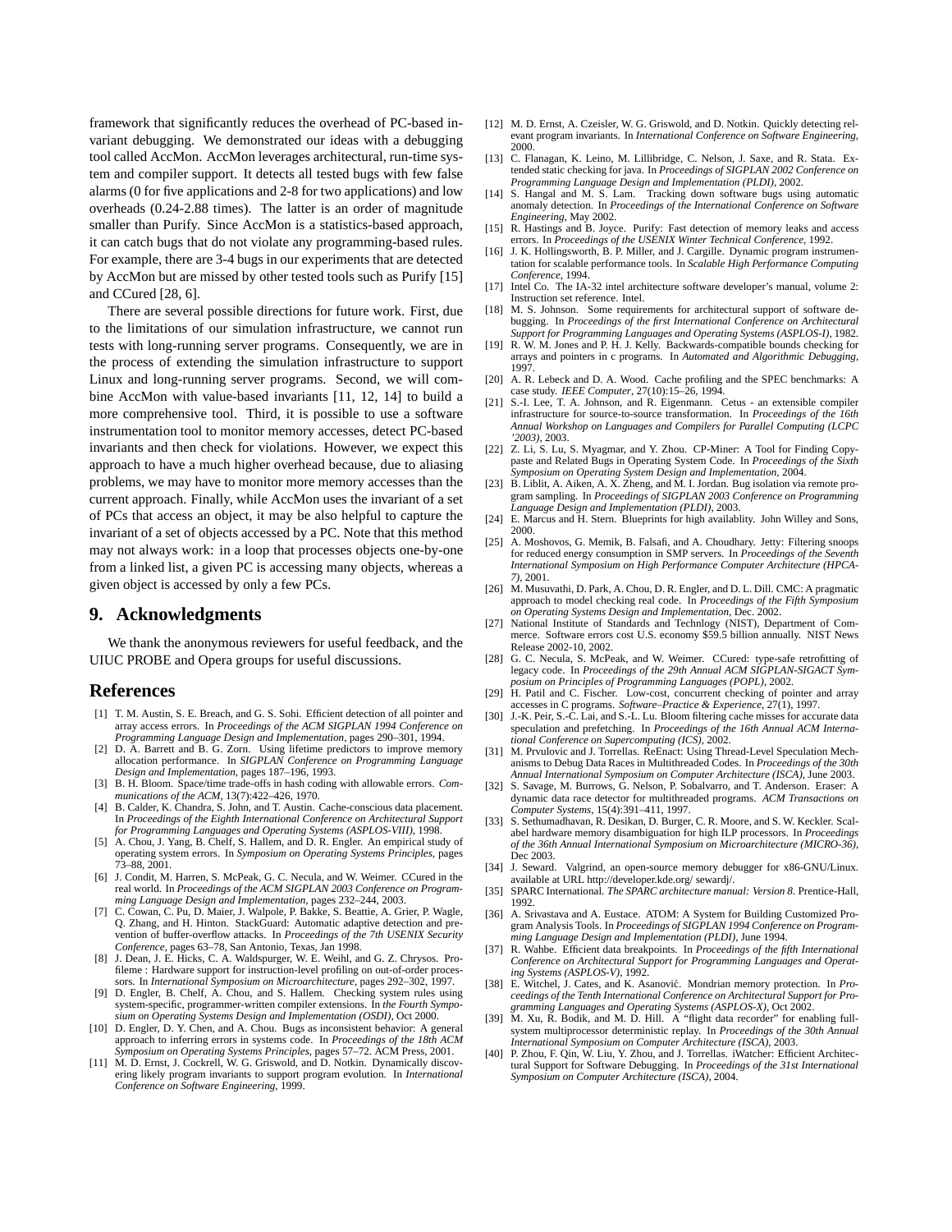framework that significantly reduces the overhead of PC-based invariant debugging. We demonstrated our ideas with a debugging tool called AccMon. AccMon leverages architectural, run-time system and compiler support. It detects all tested bugs with few false alarms (0 for five applications and 2-8 for two applications) and low overheads (0.24-2.88 times). The latter is an order of magnitude smaller than Purify. Since AccMon is a statistics-based approach, it can catch bugs that do not violate any programming-based rules. For example, there are 3-4 bugs in our experiments that are detected by AccMon but are missed by other tested tools such as Purify [15] and CCured [28, 6].

There are several possible directions for future work. First, due to the limitations of our simulation infrastructure, we cannot run tests with long-running server programs. Consequently, we are in the process of extending the simulation infrastructure to support Linux and long-running server programs. Second, we will combine AccMon with value-based invariants [11, 12, 14] to build a more comprehensive tool. Third, it is possible to use a software instrumentation tool to monitor memory accesses, detect PC-based invariants and then check for violations. However, we expect this approach to have a much higher overhead because, due to aliasing problems, we may have to monitor more memory accesses than the current approach. Finally, while AccMon uses the invariant of a set of PCs that access an object, it may be also helpful to capture the invariant of a set of objects accessed by a PC. Note that this method may not always work: in a loop that processes objects one-by-one from a linked list, a given PC is accessing many objects, whereas a given object is accessed by only a few PCs.

## 9. Acknowledgments

We thank the anonymous reviewers for useful feedback, and the UIUC PROBE and Opera groups for useful discussions.

## References

[1] T. M. Austin, S. E. Breach, and G. S. Sohi. Efficient detection of all pointer and array access errors. In *Proceedings of the ACM SIGPLAN 1994 Conference on Programming Language Design and Implementation*, pages 290–301, 1994.

[2] D. A. Barrett and B. G. Zorn. Using lifetime predictors to improve memory allocation performance. In *SIGPLAN Conference on Programming Language Design and Implementation*, pages 187–196, 1993.

[3] B. H. Bloom. Space/time trade-offs in hash coding with allowable errors. *Communications of the ACM*, 13(7):422–426, 1970.

[4] B. Calder, K. Chandra, S. John, and T. Austin. Cache-conscious data placement. In *Proceedings of the Eighth International Conference on Architectural Support for Programming Languages and Operating Systems (ASPLOS-VIII)*, 1998.

[5] A. Chou, J. Yang, B. Chelf, S. Hallem, and D. R. Engler. An empirical study of operating system errors. In *Symposium on Operating Systems Principles*, pages 73–88, 2001.

[6] J. Condit, M. Harren, S. McPeak, G. C. Necula, and W. Weimer. CCured in the real world. In *Proceedings of the ACM SIGPLAN 2003 Conference on Programming Language Design and Implementation*, pages 232–244, 2003.

[7] C. Cowan, C. Pu, D. Maier, J. Walpole, P. Bakke, S. Beattie, A. Grier, P. Wagle, Q. Zhang, and H. Hinton. StackGuard: Automatic adaptive detection and prevention of buffer-overflow attacks. In *Proceedings of the 7th USENIX Security Conference*, pages 63–78, San Antonio, Texas, Jan 1998.

[8] J. Dean, J. E. Hicks, C. A. Waldspurger, W. E. Weihl, and G. Z. Chrysos. Profileme : Hardware support for instruction-level profiling on out-of-order processors. In *International Symposium on Microarchitecture*, pages 292–302, 1997.

[9] D. Engler, B. Chelf, A. Chou, and S. Hallem. Checking system rules using system-specific, programmer-written compiler extensions. In *the Fourth Symposium on Operating Systems Design and Implementation (OSDI)*, Oct 2000.

[10] D. Engler, D. Y. Chen, and A. Chou. Bugs as inconsistent behavior: A general approach to inferring errors in systems code. In *Proceedings of the 18th ACM Symposium on Operating Systems Principles*, pages 57–72. ACM Press, 2001.

[11] M. D. Ernst, J. Cockrell, W. G. Griswold, and D. Notkin. Dynamically discovering likely program invariants to support program evolution. In *International Conference on Software Engineering*, 1999.

[12] M. D. Ernst, A. Czeisler, W. G. Griswold, and D. Notkin. Quickly detecting relevant program invariants. In *International Conference on Software Engineering*, 2000.

[13] C. Flanagan, K. Leino, M. Lillibridge, C. Nelson, J. Saxe, and R. Stata. Extended static checking for java. In *Proceedings of SIGPLAN 2002 Conference on Programming Language Design and Implementation (PLDI)*, 2002.

[14] S. Hangal and M. S. Lam. Tracking down software bugs using automatic anomaly detection. In *Proceedings of the International Conference on Software Engineering*, May 2002.

[15] R. Hastings and B. Joyce. Purify: Fast detection of memory leaks and access errors. In *Proceedings of the USENIX Winter Technical Conference*, 1992.

[16] J. K. Hollingsworth, B. P. Miller, and J. Cargille. Dynamic program instrumentation for scalable performance tools. In *Scalable High Performance Computing Conference*, 1994.

[17] Intel Co. The IA-32 intel architecture software developer's manual, volume 2: Instruction set reference. Intel.

[18] M. S. Johnson. Some requirements for architectural support of software debugging. In *Proceedings of the first International Conference on Architectural Support for Programming Languages and Operating Systems (ASPLOS-I)*, 1982.

[19] R. W. M. Jones and P. H. J. Kelly. Backwards-compatible bounds checking for arrays and pointers in c programs. In *Automated and Algorithmic Debugging*, 1997.

[20] A. R. Lebeck and D. A. Wood. Cache profiling and the SPEC benchmarks: A case study. *IEEE Computer*, 27(10):15–26, 1994.

[21] S.-I. Lee, T. A. Johnson, and R. Eigenmann. Cetus - an extensible compiler infrastructure for source-to-source transformation. In *Proceedings of the 16th Annual Workshop on Languages and Compilers for Parallel Computing (LCPC '2003)*, 2003.

[22] Z. Li, S. Lu, S. Myagmar, and Y. Zhou. CP-Miner: A Tool for Finding Copy-paste and Related Bugs in Operating System Code. In *Proceedings of the Sixth Symposium on Operating System Design and Implementation*, 2004.

[23] B. Liblit, A. Aiken, A. X. Zheng, and M. I. Jordan. Bug isolation via remote program sampling. In *Proceedings of SIGPLAN 2003 Conference on Programming Language Design and Implementation (PLDI)*, 2003.

[24] E. Marcus and H. Stern. Blueprints for high availablity. John Willey and Sons, 2000.

[25] A. Moshovos, G. Memik, B. Falsafi, and A. Choudhary. Jetty: Filtering snoops for reduced energy consumption in SMP servers. In *Proceedings of the Seventh International Symposium on High Performance Computer Architecture (HPCA-7)*, 2001.

[26] M. Musuvathi, D. Park, A. Chou, D. R. Engler, and D. L. Dill. CMC: A pragmatic approach to model checking real code. In *Proceedings of the Fifth Symposium on Operating Systems Design and Implementation*, Dec. 2002.

[27] National Institute of Standards and Technlogy (NIST), Department of Commerce. Software errors cost U.S. economy $59.5 billion annually. NIST News Release 2002-10, 2002.

[28] G. C. Necula, S. McPeak, and W. Weimer. CCured: type-safe retrofitting of legacy code. In *Proceedings of the 29th Annual ACM SIGPLAN-SIGACT Symposium on Principles of Programming Languages (POPL)*, 2002.

[29] H. Patil and C. Fischer. Low-cost, concurrent checking of pointer and array accesses in C programs. *Software–Practice & Experience*, 27(1), 1997.

[30] J.-K. Peir, S.-C. Lai, and S.-L. Lu. Bloom filtering cache misses for accurate data speculation and prefetching. In *Proceedings of the 16th Annual ACM International Conference on Supercomputing (ICS)*, 2002.

[31] M. Prvulovic and J. Torrellas. ReEnact: Using Thread-Level Speculation Mechanisms to Debug Data Races in Multithreaded Codes. In *Proceedings of the 30th Annual International Symposium on Computer Architecture (ISCA)*, June 2003.

[32] S. Savage, M. Burrows, G. Nelson, P. Sobalvarro, and T. Anderson. Eraser: A dynamic data race detector for multithreaded programs. *ACM Transactions on Computer Systems*, 15(4):391–411, 1997.

[33] S. Sethumadhavan, R. Desikan, D. Burger, C. R. Moore, and S. W. Keckler. Scalabel hardware memory disambiguation for high ILP processors. In *Proceedings of the 36th Annual International Symposium on Microarchitecture (MICRO-36)*, Dec 2003.

[34] J. Seward. Valgrind, an open-source memory debugger for x86-GNU/Linux. available at URL http://developer.kde.org/ sewardj/.

[35] SPARC International. *The SPARC architecture manual: Version 8*. Prentice-Hall, 1992.

[36] A. Srivastava and A. Eustace. ATOM: A System for Building Customized Program Analysis Tools. In *Proceedings of SIGPLAN 1994 Conference on Programming Language Design and Implementation (PLDI)*, June 1994.

[37] R. Wahbe. Efficient data breakpoints. In *Proceedings of the fifth International Conference on Architectural Support for Programming Languages and Operating Systems (ASPLOS-V)*, 1992.

[38] E. Witchel, J. Cates, and K. Asanović. Mondrian memory protection. In *Proceedings of the Tenth International Conference on Architectural Support for Programming Languages and Operating Systems (ASPLOS-X)*, Oct 2002.

[39] M. Xu, R. Bodik, and M. D. Hill. A "flight data recorder" for enabling full-system multiprocessor deterministic replay. In *Proceedings of the 30th Annual International Symposium on Computer Architecture (ISCA)*, 2003.

[40] P. Zhou, F. Qin, W. Liu, Y. Zhou, and J. Torrellas. iWatcher: Efficient Architectural Support for Software Debugging. In *Proceedings of the 31st International Symposium on Computer Architecture (ISCA)*, 2004.